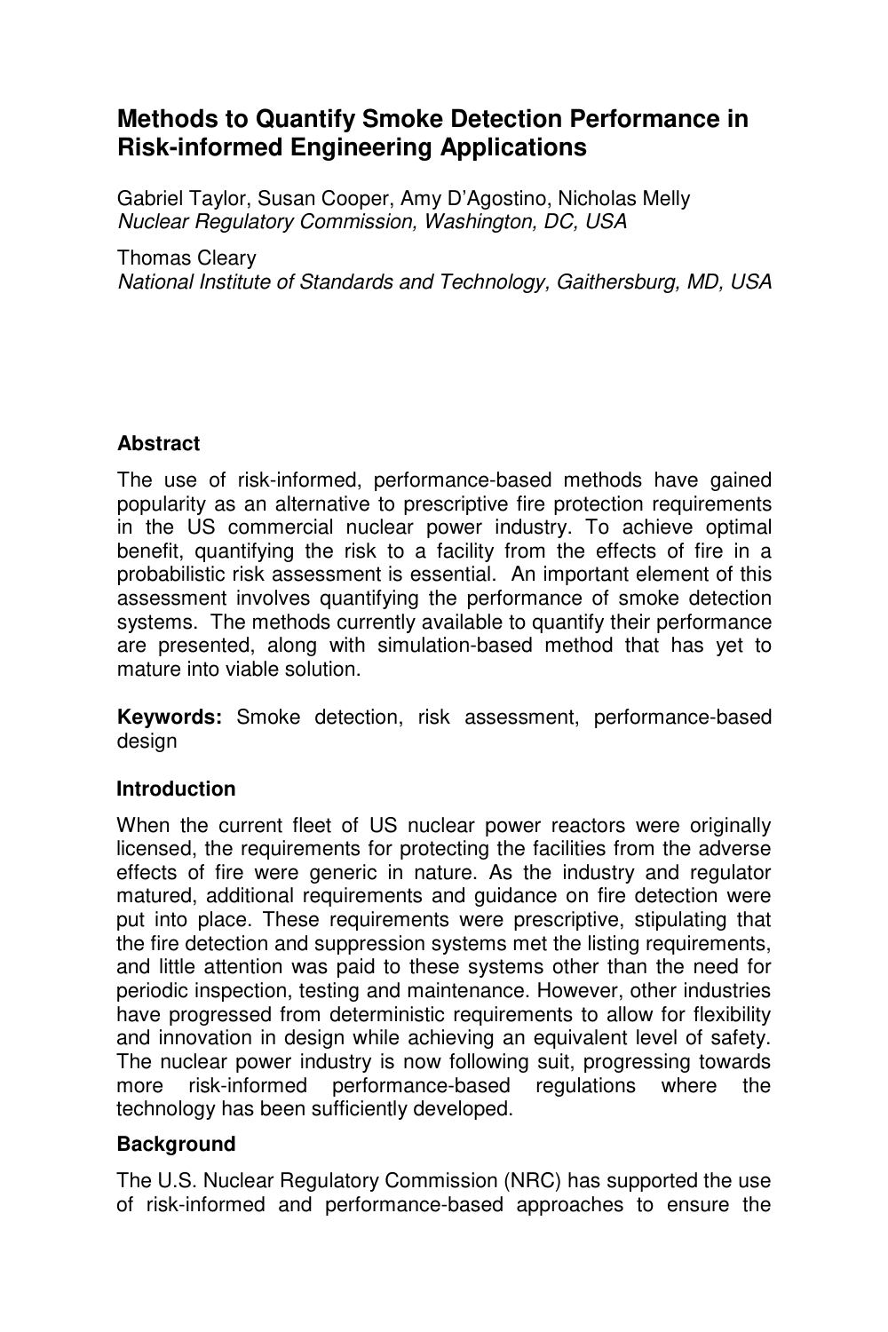# Methods to Quantify Smoke Detection Performance in Risk-informed Engineering Applications

Gabriel Taylor, Susan Cooper, Amy D'Agostino, Nicholas Melly
*Nuclear Regulatory Commission, Washington, DC, USA*

Thomas Cleary
*National Institute of Standards and Technology, Gaithersburg, MD, USA*

## Abstract

The use of risk-informed, performance-based methods have gained popularity as an alternative to prescriptive fire protection requirements in the US commercial nuclear power industry. To achieve optimal benefit, quantifying the risk to a facility from the effects of fire in a probabilistic risk assessment is essential. An important element of this assessment involves quantifying the performance of smoke detection systems. The methods currently available to quantify their performance are presented, along with simulation-based method that has yet to mature into viable solution.

**Keywords:** Smoke detection, risk assessment, performance-based design

## Introduction

When the current fleet of US nuclear power reactors were originally licensed, the requirements for protecting the facilities from the adverse effects of fire were generic in nature. As the industry and regulator matured, additional requirements and guidance on fire detection were put into place. These requirements were prescriptive, stipulating that the fire detection and suppression systems met the listing requirements, and little attention was paid to these systems other than the need for periodic inspection, testing and maintenance. However, other industries have progressed from deterministic requirements to allow for flexibility and innovation in design while achieving an equivalent level of safety. The nuclear power industry is now following suit, progressing towards more risk-informed performance-based regulations where the technology has been sufficiently developed.

## Background

The U.S. Nuclear Regulatory Commission (NRC) has supported the use of risk-informed and performance-based approaches to ensure the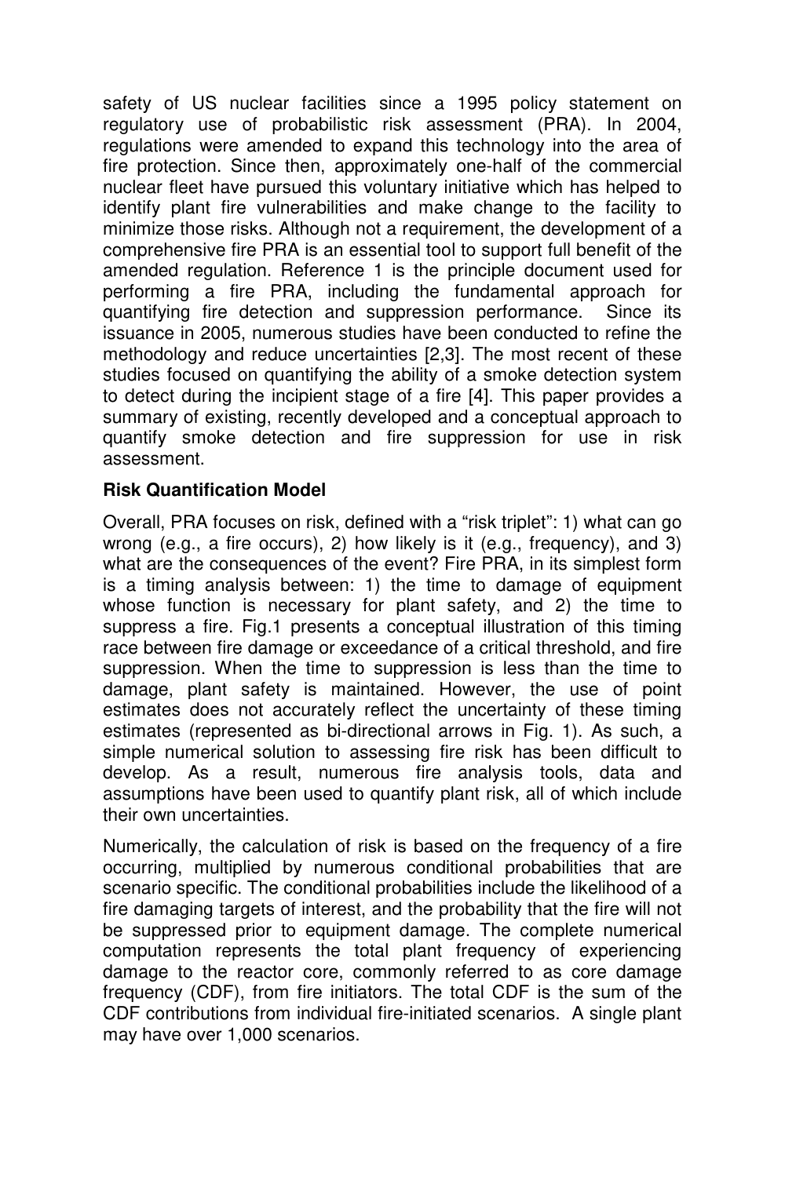safety of US nuclear facilities since a 1995 policy statement on regulatory use of probabilistic risk assessment (PRA). In 2004, regulations were amended to expand this technology into the area of fire protection. Since then, approximately one-half of the commercial nuclear fleet have pursued this voluntary initiative which has helped to identify plant fire vulnerabilities and make change to the facility to minimize those risks. Although not a requirement, the development of a comprehensive fire PRA is an essential tool to support full benefit of the amended regulation. Reference 1 is the principle document used for performing a fire PRA, including the fundamental approach for quantifying fire detection and suppression performance. Since its issuance in 2005, numerous studies have been conducted to refine the methodology and reduce uncertainties [2,3]. The most recent of these studies focused on quantifying the ability of a smoke detection system to detect during the incipient stage of a fire [4]. This paper provides a summary of existing, recently developed and a conceptual approach to quantify smoke detection and fire suppression for use in risk assessment.

**Risk Quantification Model**

Overall, PRA focuses on risk, defined with a "risk triplet": 1) what can go wrong (e.g., a fire occurs), 2) how likely is it (e.g., frequency), and 3) what are the consequences of the event? Fire PRA, in its simplest form is a timing analysis between: 1) the time to damage of equipment whose function is necessary for plant safety, and 2) the time to suppress a fire. Fig.1 presents a conceptual illustration of this timing race between fire damage or exceedance of a critical threshold, and fire suppression. When the time to suppression is less than the time to damage, plant safety is maintained. However, the use of point estimates does not accurately reflect the uncertainty of these timing estimates (represented as bi-directional arrows in Fig. 1). As such, a simple numerical solution to assessing fire risk has been difficult to develop. As a result, numerous fire analysis tools, data and assumptions have been used to quantify plant risk, all of which include their own uncertainties.

Numerically, the calculation of risk is based on the frequency of a fire occurring, multiplied by numerous conditional probabilities that are scenario specific. The conditional probabilities include the likelihood of a fire damaging targets of interest, and the probability that the fire will not be suppressed prior to equipment damage. The complete numerical computation represents the total plant frequency of experiencing damage to the reactor core, commonly referred to as core damage frequency (CDF), from fire initiators. The total CDF is the sum of the CDF contributions from individual fire-initiated scenarios. A single plant may have over 1,000 scenarios.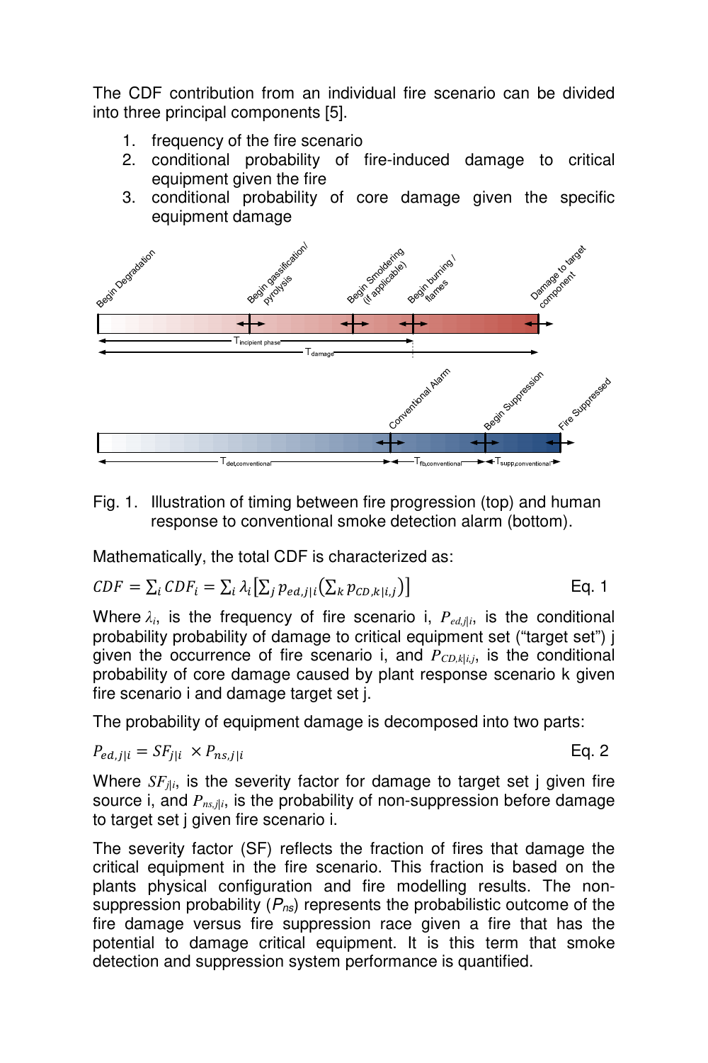The CDF contribution from an individual fire scenario can be divided into three principal components [5].

1. frequency of the fire scenario
2. conditional probability of fire-induced damage to critical equipment given the fire
3. conditional probability of core damage given the specific equipment damage

Fig. 1. Illustration of timing between fire progression (top) and human response to conventional smoke detection alarm (bottom).

Mathematically, the total CDF is characterized as:

$$CDF = \sum_i CDF_i = \sum_i \lambda_i \left[\sum_j p_{ed,j|i}\left(\sum_k p_{CD,k|i,j}\right)\right] \qquad \text{Eq. 1}$$

Where $\lambda_i$, is the frequency of fire scenario i, $P_{ed,j|i}$, is the conditional probability probability of damage to critical equipment set ("target set") j given the occurrence of fire scenario i, and $P_{CD,k|i,j}$, is the conditional probability of core damage caused by plant response scenario k given fire scenario i and damage target set j.

The probability of equipment damage is decomposed into two parts:

$$P_{ed,j|i} = SF_{j|i} \times P_{ns,j|i} \qquad \text{Eq. 2}$$

Where $SF_{j|i}$, is the severity factor for damage to target set j given fire source i, and $P_{ns,j|i}$, is the probability of non-suppression before damage to target set j given fire scenario i.

The severity factor (SF) reflects the fraction of fires that damage the critical equipment in the fire scenario. This fraction is based on the plants physical configuration and fire modelling results. The non-suppression probability ($P_{ns}$) represents the probabilistic outcome of the fire damage versus fire suppression race given a fire that has the potential to damage critical equipment. It is this term that smoke detection and suppression system performance is quantified.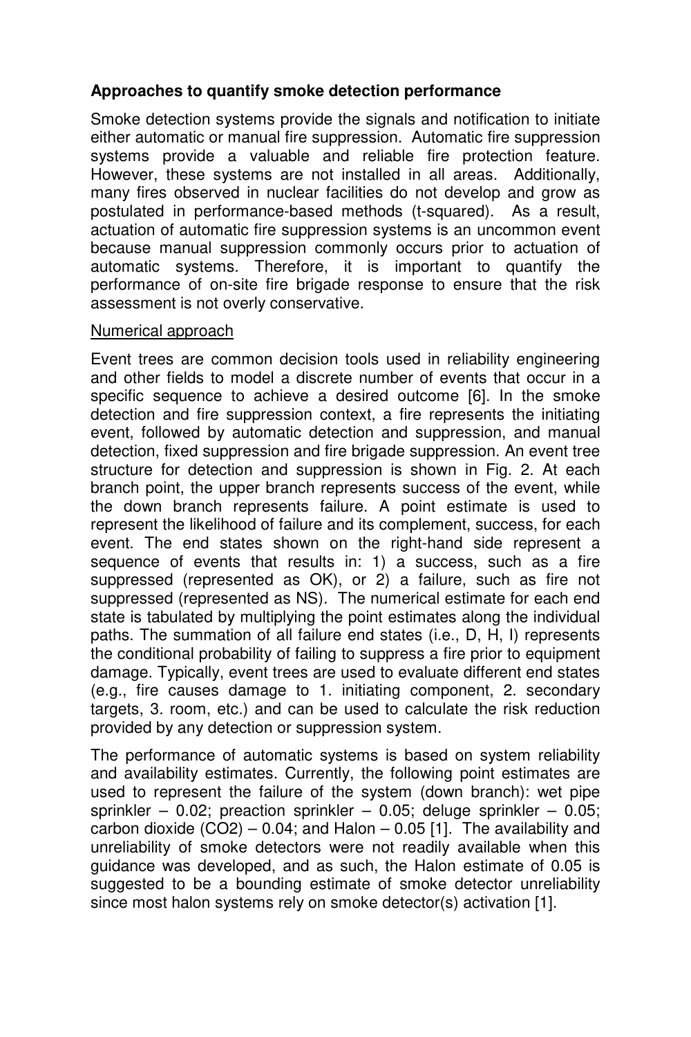### Approaches to quantify smoke detection performance

Smoke detection systems provide the signals and notification to initiate either automatic or manual fire suppression. Automatic fire suppression systems provide a valuable and reliable fire protection feature. However, these systems are not installed in all areas. Additionally, many fires observed in nuclear facilities do not develop and grow as postulated in performance-based methods (t-squared). As a result, actuation of automatic fire suppression systems is an uncommon event because manual suppression commonly occurs prior to actuation of automatic systems. Therefore, it is important to quantify the performance of on-site fire brigade response to ensure that the risk assessment is not overly conservative.

Numerical approach

Event trees are common decision tools used in reliability engineering and other fields to model a discrete number of events that occur in a specific sequence to achieve a desired outcome [6]. In the smoke detection and fire suppression context, a fire represents the initiating event, followed by automatic detection and suppression, and manual detection, fixed suppression and fire brigade suppression. An event tree structure for detection and suppression is shown in Fig. 2. At each branch point, the upper branch represents success of the event, while the down branch represents failure. A point estimate is used to represent the likelihood of failure and its complement, success, for each event. The end states shown on the right-hand side represent a sequence of events that results in: 1) a success, such as a fire suppressed (represented as OK), or 2) a failure, such as fire not suppressed (represented as NS). The numerical estimate for each end state is tabulated by multiplying the point estimates along the individual paths. The summation of all failure end states (i.e., D, H, I) represents the conditional probability of failing to suppress a fire prior to equipment damage. Typically, event trees are used to evaluate different end states (e.g., fire causes damage to 1. initiating component, 2. secondary targets, 3. room, etc.) and can be used to calculate the risk reduction provided by any detection or suppression system.

The performance of automatic systems is based on system reliability and availability estimates. Currently, the following point estimates are used to represent the failure of the system (down branch): wet pipe sprinkler – 0.02; preaction sprinkler – 0.05; deluge sprinkler – 0.05; carbon dioxide ($CO_2$) – 0.04; and Halon – 0.05 [1]. The availability and unreliability of smoke detectors were not readily available when this guidance was developed, and as such, the Halon estimate of 0.05 is suggested to be a bounding estimate of smoke detector unreliability since most halon systems rely on smoke detector(s) activation [1].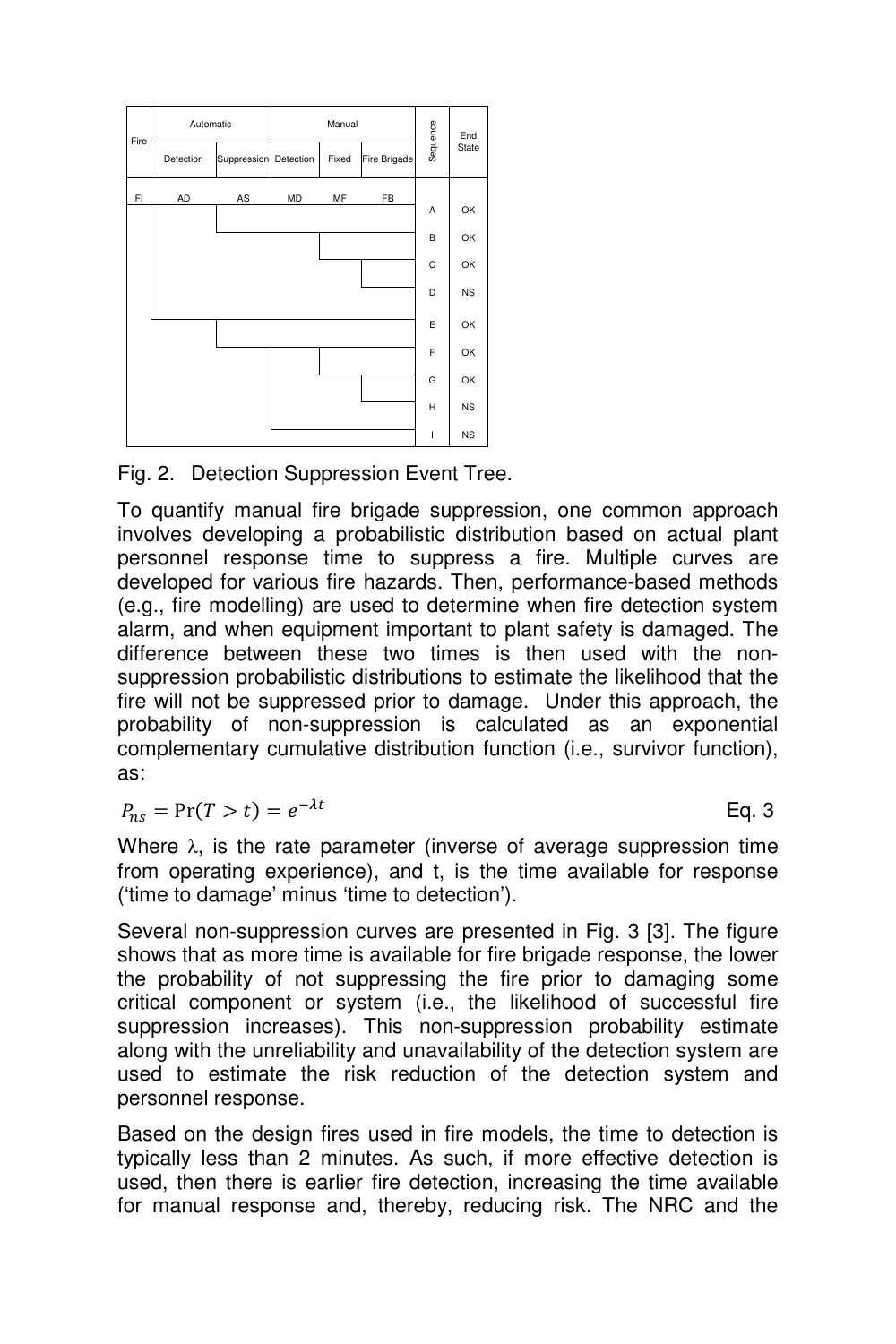| Fire | Automatic | | Manual | | | Sequence | End State |
|---|---|---|---|---|---|---|---|
| | Detection | Suppression | Detection | Fixed | Fire Brigade | | |
| FI | AD | AS | MD | MF | FB | | |
| | | | | | | A | OK |
| | | | | | | B | OK |
| | | | | | | C | OK |
| | | | | | | D | NS |
| | | | | | | E | OK |
| | | | | | | F | OK |
| | | | | | | G | OK |
| | | | | | | H | NS |
| | | | | | | I | NS |

Fig. 2. Detection Suppression Event Tree.

To quantify manual fire brigade suppression, one common approach involves developing a probabilistic distribution based on actual plant personnel response time to suppress a fire. Multiple curves are developed for various fire hazards. Then, performance-based methods (e.g., fire modelling) are used to determine when fire detection system alarm, and when equipment important to plant safety is damaged. The difference between these two times is then used with the non-suppression probabilistic distributions to estimate the likelihood that the fire will not be suppressed prior to damage. Under this approach, the probability of non-suppression is calculated as an exponential complementary cumulative distribution function (i.e., survivor function), as:

$$P_{ns} = \Pr(T > t) = e^{-\lambda t} \qquad \text{Eq. 3}$$

Where $\lambda$, is the rate parameter (inverse of average suppression time from operating experience), and t, is the time available for response ('time to damage' minus 'time to detection').

Several non-suppression curves are presented in Fig. 3 [3]. The figure shows that as more time is available for fire brigade response, the lower the probability of not suppressing the fire prior to damaging some critical component or system (i.e., the likelihood of successful fire suppression increases). This non-suppression probability estimate along with the unreliability and unavailability of the detection system are used to estimate the risk reduction of the detection system and personnel response.

Based on the design fires used in fire models, the time to detection is typically less than 2 minutes. As such, if more effective detection is used, then there is earlier fire detection, increasing the time available for manual response and, thereby, reducing risk. The NRC and the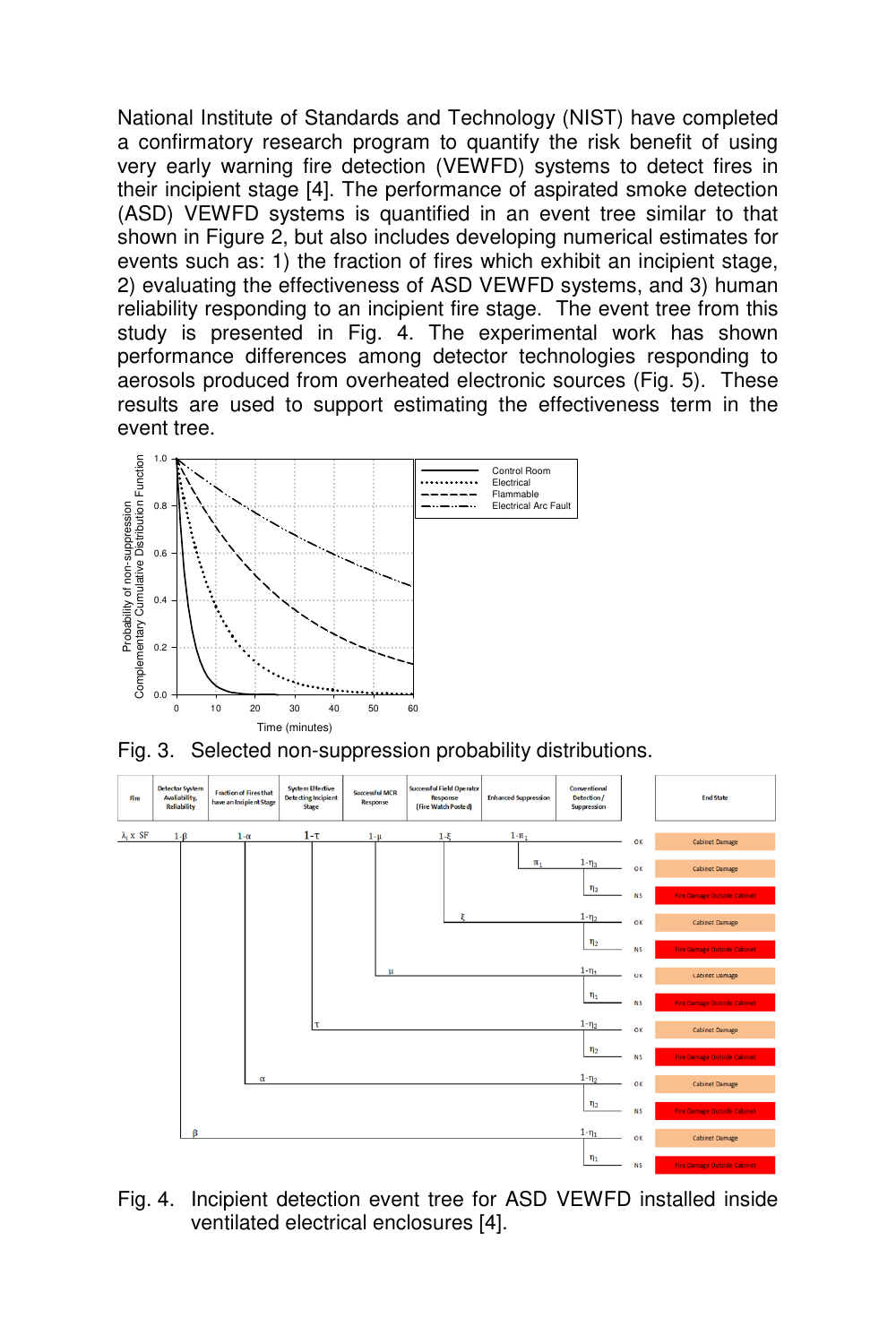National Institute of Standards and Technology (NIST) have completed a confirmatory research program to quantify the risk benefit of using very early warning fire detection (VEWFD) systems to detect fires in their incipient stage [4]. The performance of aspirated smoke detection (ASD) VEWFD systems is quantified in an event tree similar to that shown in Figure 2, but also includes developing numerical estimates for events such as: 1) the fraction of fires which exhibit an incipient stage, 2) evaluating the effectiveness of ASD VEWFD systems, and 3) human reliability responding to an incipient fire stage. The event tree from this study is presented in Fig. 4. The experimental work has shown performance differences among detector technologies responding to aerosols produced from overheated electronic sources (Fig. 5). These results are used to support estimating the effectiveness term in the event tree.

Fig. 3. Selected non-suppression probability distributions.

Fig. 4. Incipient detection event tree for ASD VEWFD installed inside ventilated electrical enclosures [4].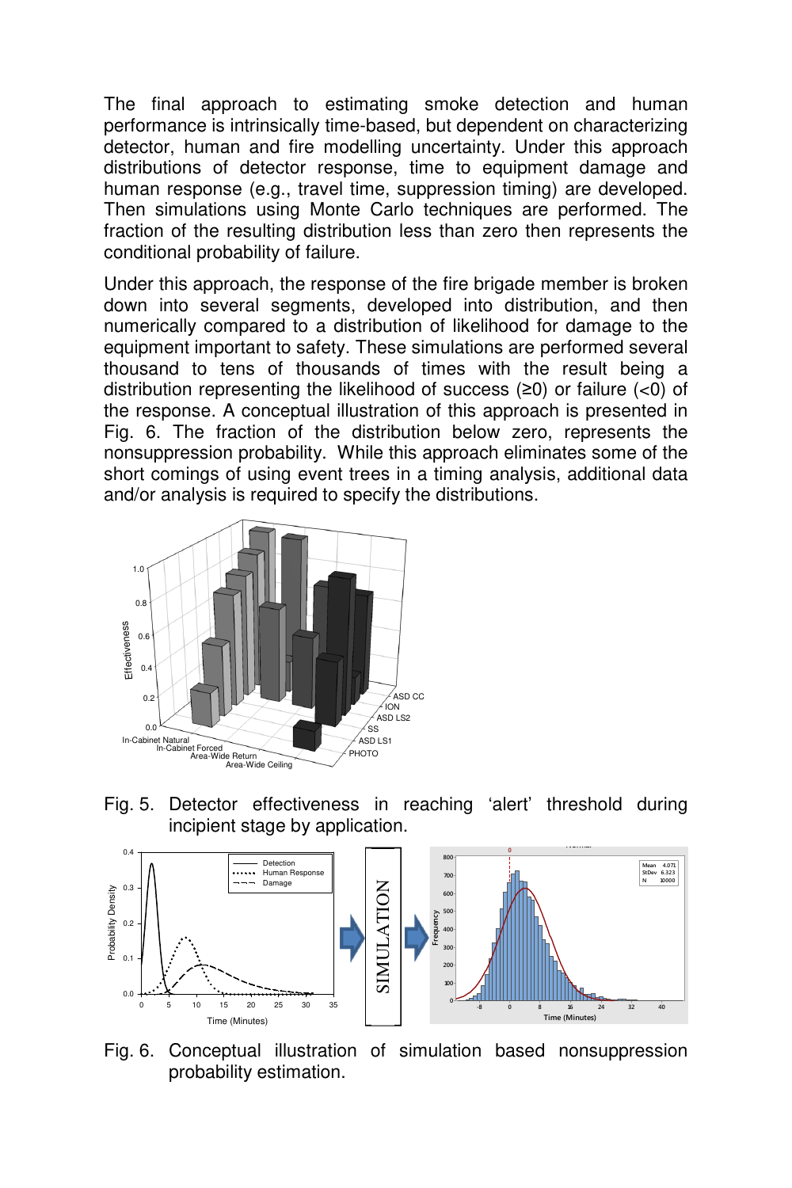The final approach to estimating smoke detection and human performance is intrinsically time-based, but dependent on characterizing detector, human and fire modelling uncertainty. Under this approach distributions of detector response, time to equipment damage and human response (e.g., travel time, suppression timing) are developed. Then simulations using Monte Carlo techniques are performed. The fraction of the resulting distribution less than zero then represents the conditional probability of failure.

Under this approach, the response of the fire brigade member is broken down into several segments, developed into distribution, and then numerically compared to a distribution of likelihood for damage to the equipment important to safety. These simulations are performed several thousand to tens of thousands of times with the result being a distribution representing the likelihood of success (≥0) or failure (<0) of the response. A conceptual illustration of this approach is presented in Fig. 6. The fraction of the distribution below zero, represents the nonsuppression probability. While this approach eliminates some of the short comings of using event trees in a timing analysis, additional data and/or analysis is required to specify the distributions.

Fig. 5. Detector effectiveness in reaching 'alert' threshold during incipient stage by application.

Fig. 6. Conceptual illustration of simulation based nonsuppression probability estimation.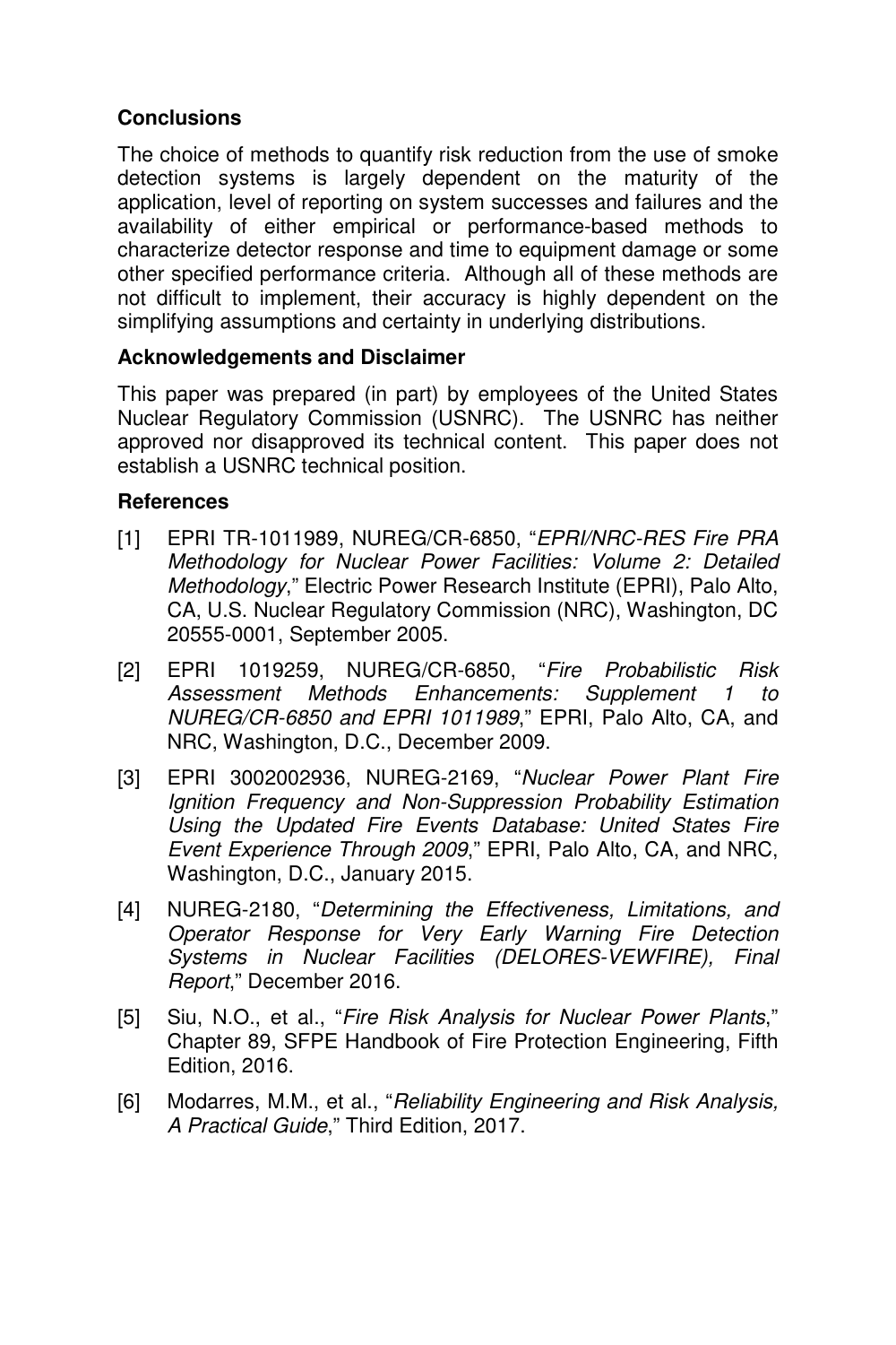## Conclusions

The choice of methods to quantify risk reduction from the use of smoke detection systems is largely dependent on the maturity of the application, level of reporting on system successes and failures and the availability of either empirical or performance-based methods to characterize detector response and time to equipment damage or some other specified performance criteria. Although all of these methods are not difficult to implement, their accuracy is highly dependent on the simplifying assumptions and certainty in underlying distributions.

## Acknowledgements and Disclaimer

This paper was prepared (in part) by employees of the United States Nuclear Regulatory Commission (USNRC). The USNRC has neither approved nor disapproved its technical content. This paper does not establish a USNRC technical position.

## References

[1] EPRI TR-1011989, NUREG/CR-6850, "*EPRI/NRC-RES Fire PRA Methodology for Nuclear Power Facilities: Volume 2: Detailed Methodology*," Electric Power Research Institute (EPRI), Palo Alto, CA, U.S. Nuclear Regulatory Commission (NRC), Washington, DC 20555-0001, September 2005.

[2] EPRI 1019259, NUREG/CR-6850, "*Fire Probabilistic Risk Assessment Methods Enhancements: Supplement 1 to NUREG/CR-6850 and EPRI 1011989*," EPRI, Palo Alto, CA, and NRC, Washington, D.C., December 2009.

[3] EPRI 3002002936, NUREG-2169, "*Nuclear Power Plant Fire Ignition Frequency and Non-Suppression Probability Estimation Using the Updated Fire Events Database: United States Fire Event Experience Through 2009*," EPRI, Palo Alto, CA, and NRC, Washington, D.C., January 2015.

[4] NUREG-2180, "*Determining the Effectiveness, Limitations, and Operator Response for Very Early Warning Fire Detection Systems in Nuclear Facilities (DELORES-VEWFIRE), Final Report*," December 2016.

[5] Siu, N.O., et al., "*Fire Risk Analysis for Nuclear Power Plants*," Chapter 89, SFPE Handbook of Fire Protection Engineering, Fifth Edition, 2016.

[6] Modarres, M.M., et al., "*Reliability Engineering and Risk Analysis, A Practical Guide*," Third Edition, 2017.